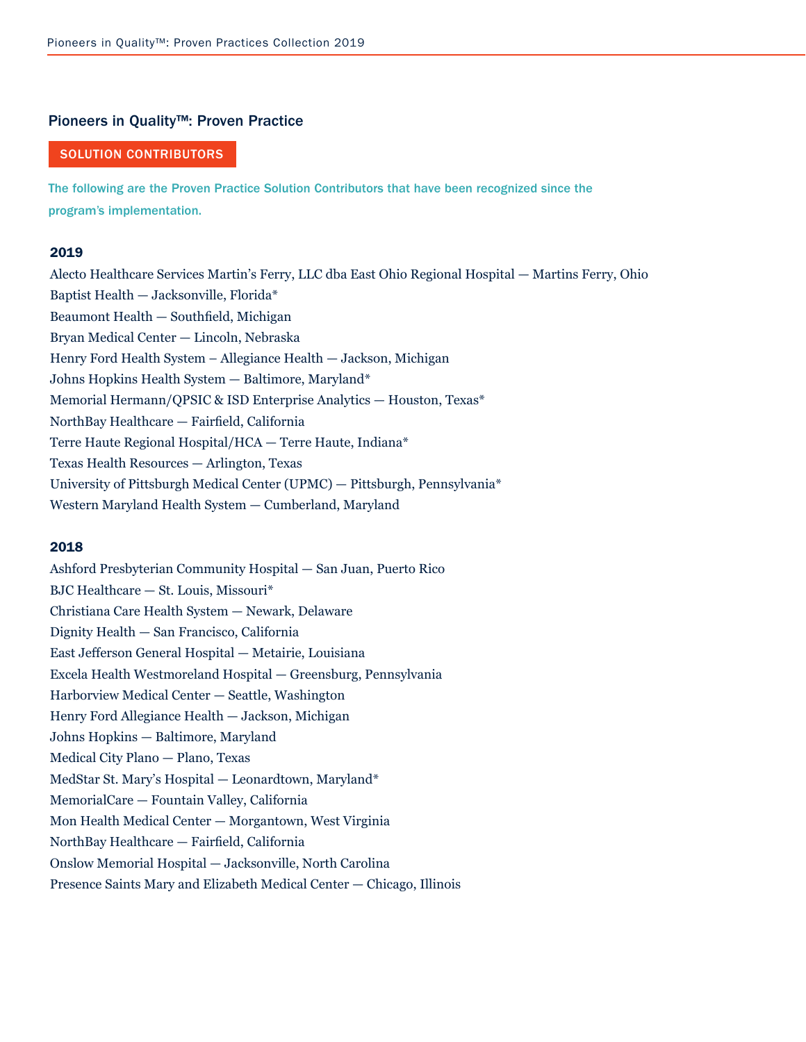## Pioneers in Quality™: Proven Practice

**SOLUTION CONTRIBUTORS**

The following are the Proven Practice Solution Contributors that have been recognized since the program's implementation.

### 2019

Alecto Healthcare Services Martin's Ferry, LLC dba East Ohio Regional Hospital — Martins Ferry, Ohio
Baptist Health — Jacksonville, Florida*
Beaumont Health — Southfield, Michigan
Bryan Medical Center — Lincoln, Nebraska
Henry Ford Health System – Allegiance Health — Jackson, Michigan
Johns Hopkins Health System — Baltimore, Maryland*
Memorial Hermann/QPSIC & ISD Enterprise Analytics — Houston, Texas*
NorthBay Healthcare — Fairfield, California
Terre Haute Regional Hospital/HCA — Terre Haute, Indiana*
Texas Health Resources — Arlington, Texas
University of Pittsburgh Medical Center (UPMC) — Pittsburgh, Pennsylvania*
Western Maryland Health System — Cumberland, Maryland

### 2018

Ashford Presbyterian Community Hospital — San Juan, Puerto Rico
BJC Healthcare — St. Louis, Missouri*
Christiana Care Health System — Newark, Delaware
Dignity Health — San Francisco, California
East Jefferson General Hospital — Metairie, Louisiana
Excela Health Westmoreland Hospital — Greensburg, Pennsylvania
Harborview Medical Center — Seattle, Washington
Henry Ford Allegiance Health — Jackson, Michigan
Johns Hopkins — Baltimore, Maryland
Medical City Plano — Plano, Texas
MedStar St. Mary's Hospital — Leonardtown, Maryland*
MemorialCare — Fountain Valley, California
Mon Health Medical Center — Morgantown, West Virginia
NorthBay Healthcare — Fairfield, California
Onslow Memorial Hospital — Jacksonville, North Carolina
Presence Saints Mary and Elizabeth Medical Center — Chicago, Illinois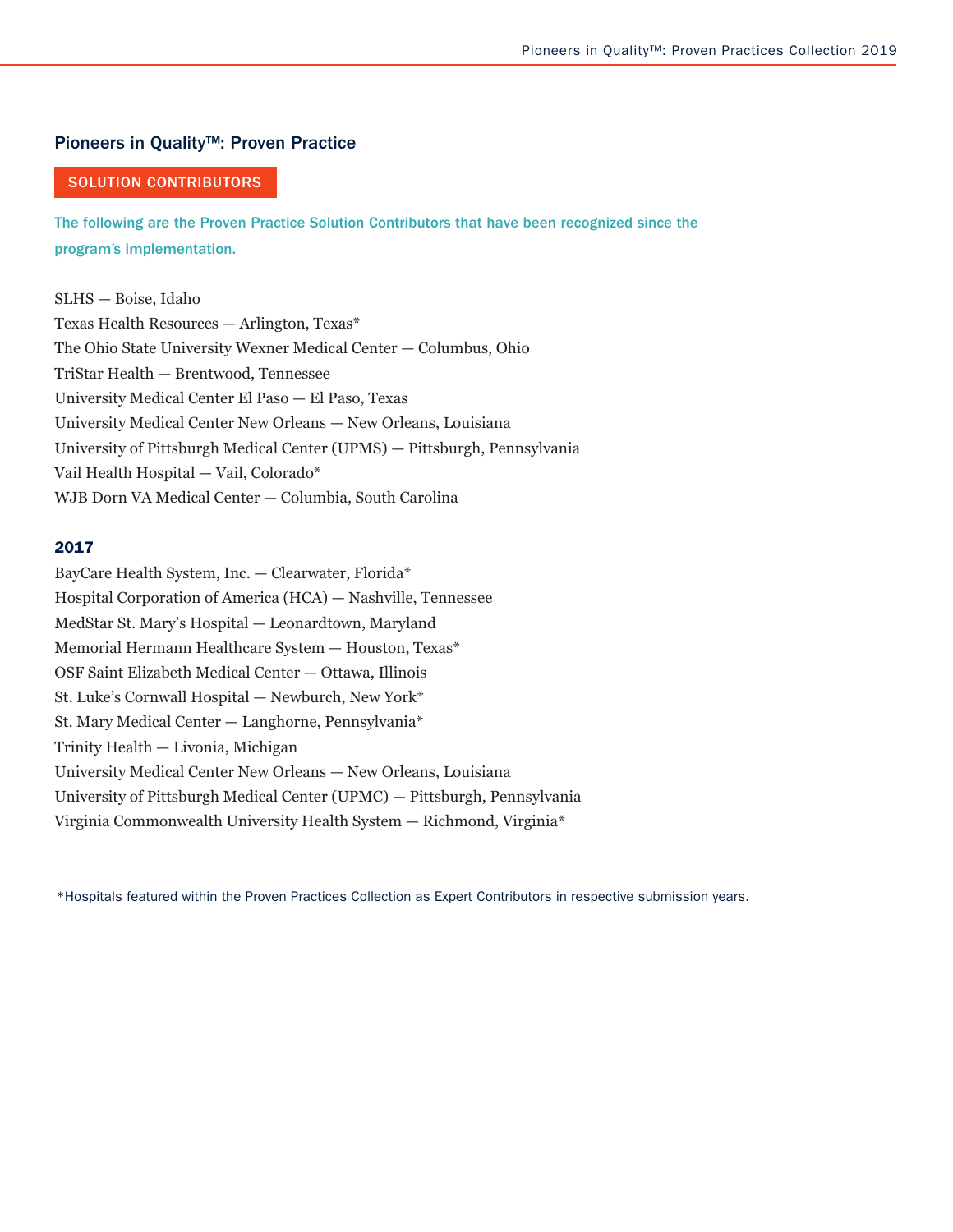## Pioneers in Quality™: Proven Practice

SOLUTION CONTRIBUTORS

The following are the Proven Practice Solution Contributors that have been recognized since the program's implementation.

SLHS — Boise, Idaho
Texas Health Resources — Arlington, Texas*
The Ohio State University Wexner Medical Center — Columbus, Ohio
TriStar Health — Brentwood, Tennessee
University Medical Center El Paso — El Paso, Texas
University Medical Center New Orleans — New Orleans, Louisiana
University of Pittsburgh Medical Center (UPMS) — Pittsburgh, Pennsylvania
Vail Health Hospital — Vail, Colorado*
WJB Dorn VA Medical Center — Columbia, South Carolina

### 2017

BayCare Health System, Inc. — Clearwater, Florida*
Hospital Corporation of America (HCA) — Nashville, Tennessee
MedStar St. Mary's Hospital — Leonardtown, Maryland
Memorial Hermann Healthcare System — Houston, Texas*
OSF Saint Elizabeth Medical Center — Ottawa, Illinois
St. Luke's Cornwall Hospital — Newburch, New York*
St. Mary Medical Center — Langhorne, Pennsylvania*
Trinity Health — Livonia, Michigan
University Medical Center New Orleans — New Orleans, Louisiana
University of Pittsburgh Medical Center (UPMC) — Pittsburgh, Pennsylvania
Virginia Commonwealth University Health System — Richmond, Virginia*

*Hospitals featured within the Proven Practices Collection as Expert Contributors in respective submission years.